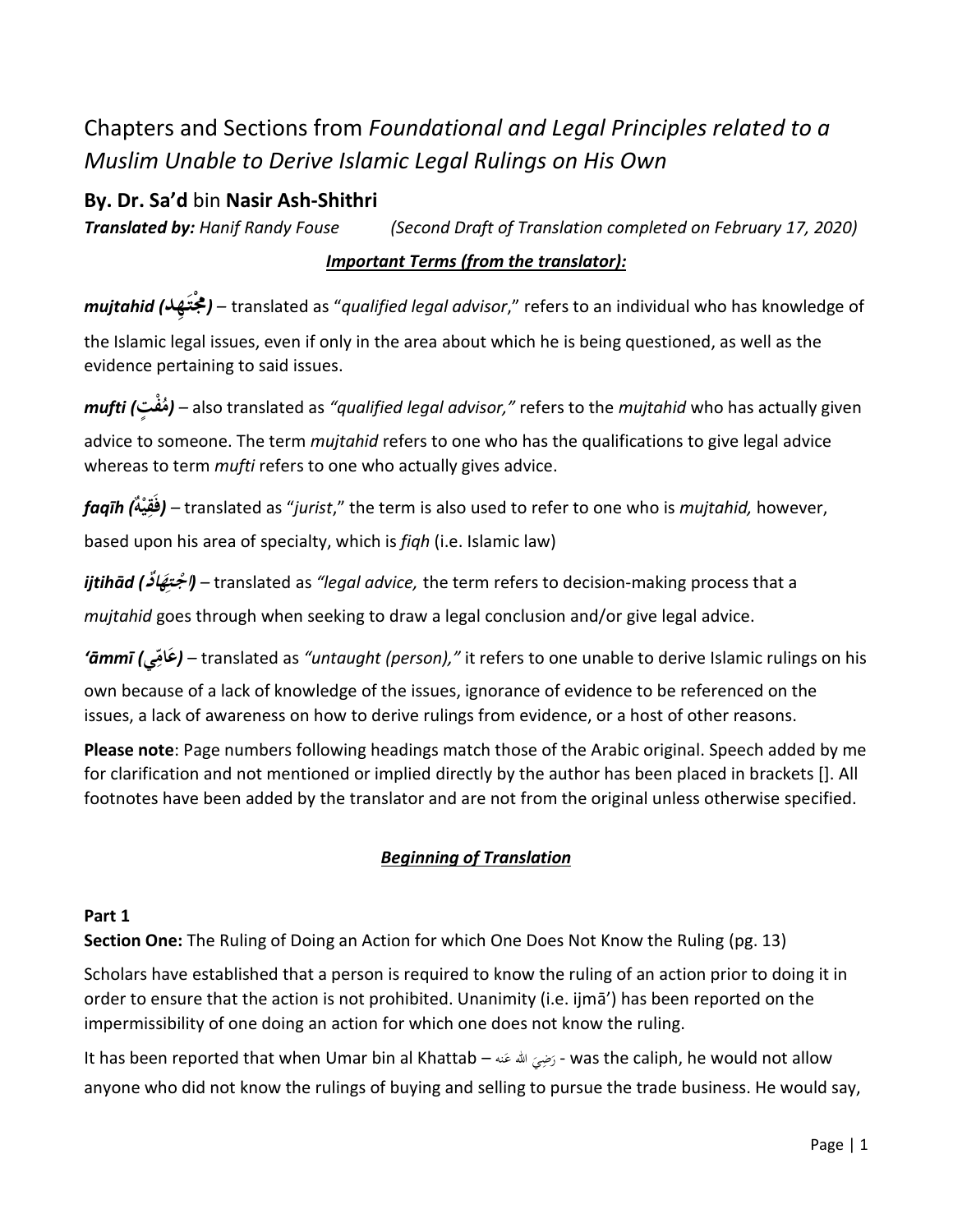# Chapters and Sections from *Foundational and Legal Principles related to a Muslim Unable to Derive Islamic Legal Rulings on His Own*

## By. Dr. Sa'd bin Nasir Ash-Shithri

***Translated by:*** *Hanif Randy Fouse* *(Second Draft of Translation completed on February 17, 2020)*

***Important Terms (from the translator):***

***mujtahid (مجْتَهِد)*** – translated as "*qualified legal advisor*," refers to an individual who has knowledge of the Islamic legal issues, even if only in the area about which he is being questioned, as well as the evidence pertaining to said issues.

***mufti (مُفْتٍ)*** – also translated as *"qualified legal advisor,"* refers to the *mujtahid* who has actually given advice to someone. The term *mujtahid* refers to one who has the qualifications to give legal advice whereas to term *mufti* refers to one who actually gives advice.

***faqīh (فَقِيْهٌ)*** – translated as "*jurist*," the term is also used to refer to one who is *mujtahid,* however, based upon his area of specialty, which is *fiqh* (i.e. Islamic law)

***ijtihād (اجْتِهَادٌ)*** – translated as *"legal advice,* the term refers to decision-making process that a *mujtahid* goes through when seeking to draw a legal conclusion and/or give legal advice.

***'āmmī (عَامِّي)*** – translated as *"untaught (person),"* it refers to one unable to derive Islamic rulings on his own because of a lack of knowledge of the issues, ignorance of evidence to be referenced on the issues, a lack of awareness on how to derive rulings from evidence, or a host of other reasons.

**Please note**: Page numbers following headings match those of the Arabic original. Speech added by me for clarification and not mentioned or implied directly by the author has been placed in brackets []. All footnotes have been added by the translator and are not from the original unless otherwise specified.

***Beginning of Translation***

**Part 1**

**Section One:** The Ruling of Doing an Action for which One Does Not Know the Ruling (pg. 13)

Scholars have established that a person is required to know the ruling of an action prior to doing it in order to ensure that the action is not prohibited. Unanimity (i.e. ijmā') has been reported on the impermissibility of one doing an action for which one does not know the ruling.

It has been reported that when Umar bin al Khattab – رَضِيَ الله عَنه - was the caliph, he would not allow anyone who did not know the rulings of buying and selling to pursue the trade business. He would say,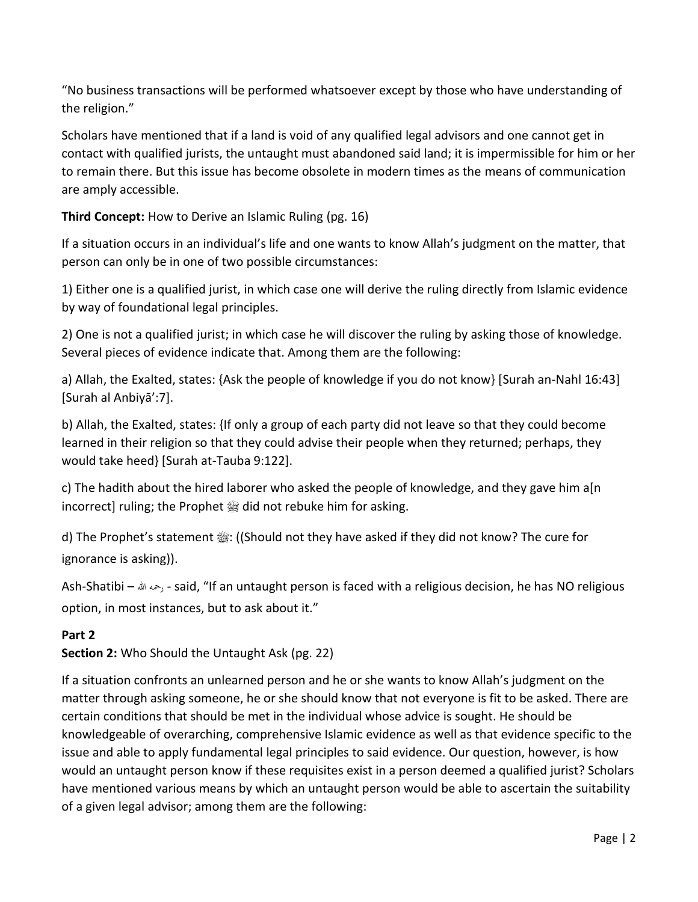"No business transactions will be performed whatsoever except by those who have understanding of the religion."

Scholars have mentioned that if a land is void of any qualified legal advisors and one cannot get in contact with qualified jurists, the untaught must abandoned said land; it is impermissible for him or her to remain there. But this issue has become obsolete in modern times as the means of communication are amply accessible.

**Third Concept:** How to Derive an Islamic Ruling (pg. 16)

If a situation occurs in an individual's life and one wants to know Allah's judgment on the matter, that person can only be in one of two possible circumstances:

1) Either one is a qualified jurist, in which case one will derive the ruling directly from Islamic evidence by way of foundational legal principles.

2) One is not a qualified jurist; in which case he will discover the ruling by asking those of knowledge. Several pieces of evidence indicate that. Among them are the following:

a) Allah, the Exalted, states: {Ask the people of knowledge if you do not know} [Surah an-Nahl 16:43] [Surah al Anbiyā':7].

b) Allah, the Exalted, states: {If only a group of each party did not leave so that they could become learned in their religion so that they could advise their people when they returned; perhaps, they would take heed} [Surah at-Tauba 9:122].

c) The hadith about the hired laborer who asked the people of knowledge, and they gave him a[n incorrect] ruling; the Prophet ﷺ did not rebuke him for asking.

d) The Prophet's statement ﷺ: ((Should not they have asked if they did not know? The cure for ignorance is asking)).

Ash-Shatibi – رحمه الله - said, "If an untaught person is faced with a religious decision, he has NO religious option, in most instances, but to ask about it."

## Part 2

**Section 2:** Who Should the Untaught Ask (pg. 22)

If a situation confronts an unlearned person and he or she wants to know Allah's judgment on the matter through asking someone, he or she should know that not everyone is fit to be asked. There are certain conditions that should be met in the individual whose advice is sought. He should be knowledgeable of overarching, comprehensive Islamic evidence as well as that evidence specific to the issue and able to apply fundamental legal principles to said evidence. Our question, however, is how would an untaught person know if these requisites exist in a person deemed a qualified jurist? Scholars have mentioned various means by which an untaught person would be able to ascertain the suitability of a given legal advisor; among them are the following: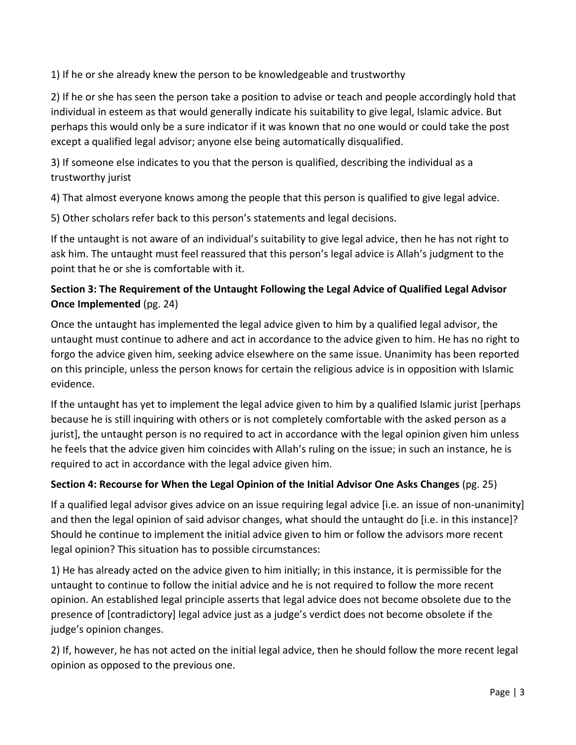1) If he or she already knew the person to be knowledgeable and trustworthy

2) If he or she has seen the person take a position to advise or teach and people accordingly hold that individual in esteem as that would generally indicate his suitability to give legal, Islamic advice. But perhaps this would only be a sure indicator if it was known that no one would or could take the post except a qualified legal advisor; anyone else being automatically disqualified.

3) If someone else indicates to you that the person is qualified, describing the individual as a trustworthy jurist

4) That almost everyone knows among the people that this person is qualified to give legal advice.

5) Other scholars refer back to this person's statements and legal decisions.

If the untaught is not aware of an individual's suitability to give legal advice, then he has not right to ask him. The untaught must feel reassured that this person's legal advice is Allah's judgment to the point that he or she is comfortable with it.

**Section 3: The Requirement of the Untaught Following the Legal Advice of Qualified Legal Advisor Once Implemented** (pg. 24)

Once the untaught has implemented the legal advice given to him by a qualified legal advisor, the untaught must continue to adhere and act in accordance to the advice given to him. He has no right to forgo the advice given him, seeking advice elsewhere on the same issue. Unanimity has been reported on this principle, unless the person knows for certain the religious advice is in opposition with Islamic evidence.

If the untaught has yet to implement the legal advice given to him by a qualified Islamic jurist [perhaps because he is still inquiring with others or is not completely comfortable with the asked person as a jurist], the untaught person is no required to act in accordance with the legal opinion given him unless he feels that the advice given him coincides with Allah's ruling on the issue; in such an instance, he is required to act in accordance with the legal advice given him.

**Section 4: Recourse for When the Legal Opinion of the Initial Advisor One Asks Changes** (pg. 25)

If a qualified legal advisor gives advice on an issue requiring legal advice [i.e. an issue of non-unanimity] and then the legal opinion of said advisor changes, what should the untaught do [i.e. in this instance]? Should he continue to implement the initial advice given to him or follow the advisors more recent legal opinion? This situation has to possible circumstances:

1) He has already acted on the advice given to him initially; in this instance, it is permissible for the untaught to continue to follow the initial advice and he is not required to follow the more recent opinion. An established legal principle asserts that legal advice does not become obsolete due to the presence of [contradictory] legal advice just as a judge's verdict does not become obsolete if the judge's opinion changes.

2) If, however, he has not acted on the initial legal advice, then he should follow the more recent legal opinion as opposed to the previous one.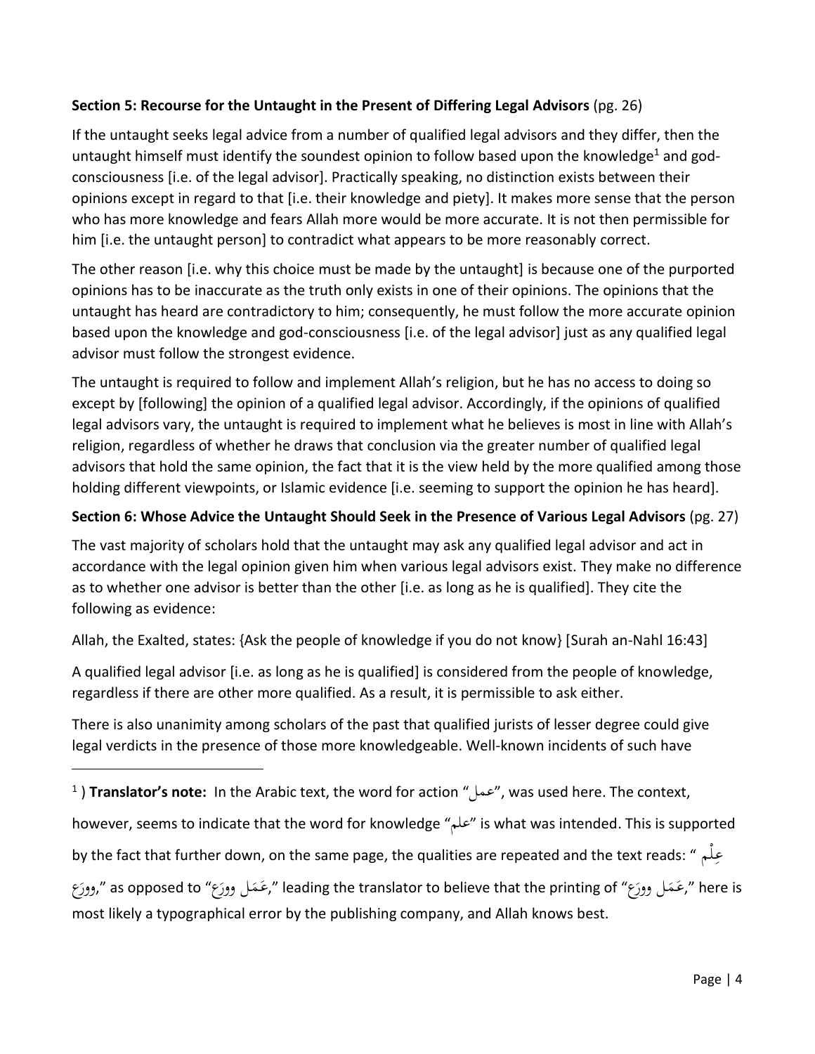**Section 5: Recourse for the Untaught in the Present of Differing Legal Advisors** (pg. 26)

If the untaught seeks legal advice from a number of qualified legal advisors and they differ, then the untaught himself must identify the soundest opinion to follow based upon the knowledge[1] and god-consciousness [i.e. of the legal advisor]. Practically speaking, no distinction exists between their opinions except in regard to that [i.e. their knowledge and piety]. It makes more sense that the person who has more knowledge and fears Allah more would be more accurate. It is not then permissible for him [i.e. the untaught person] to contradict what appears to be more reasonably correct.

The other reason [i.e. why this choice must be made by the untaught] is because one of the purported opinions has to be inaccurate as the truth only exists in one of their opinions. The opinions that the untaught has heard are contradictory to him; consequently, he must follow the more accurate opinion based upon the knowledge and god-consciousness [i.e. of the legal advisor] just as any qualified legal advisor must follow the strongest evidence.

The untaught is required to follow and implement Allah's religion, but he has no access to doing so except by [following] the opinion of a qualified legal advisor. Accordingly, if the opinions of qualified legal advisors vary, the untaught is required to implement what he believes is most in line with Allah's religion, regardless of whether he draws that conclusion via the greater number of qualified legal advisors that hold the same opinion, the fact that it is the view held by the more qualified among those holding different viewpoints, or Islamic evidence [i.e. seeming to support the opinion he has heard].

**Section 6: Whose Advice the Untaught Should Seek in the Presence of Various Legal Advisors** (pg. 27)

The vast majority of scholars hold that the untaught may ask any qualified legal advisor and act in accordance with the legal opinion given him when various legal advisors exist. They make no difference as to whether one advisor is better than the other [i.e. as long as he is qualified]. They cite the following as evidence:

Allah, the Exalted, states: {Ask the people of knowledge if you do not know} [Surah an-Nahl 16:43]

A qualified legal advisor [i.e. as long as he is qualified] is considered from the people of knowledge, regardless if there are other more qualified. As a result, it is permissible to ask either.

There is also unanimity among scholars of the past that qualified jurists of lesser degree could give legal verdicts in the presence of those more knowledgeable. Well-known incidents of such have

---

[1] ) **Translator's note:** In the Arabic text, the word for action "عمل", was used here. The context, however, seems to indicate that the word for knowledge "علم" is what was intended. This is supported by the fact that further down, on the same page, the qualities are repeated and the text reads: "عِلْم ووَرَع," as opposed to "عَمَل ووَرَع," leading the translator to believe that the printing of "عَمَل ووَرَع," here is most likely a typographical error by the publishing company, and Allah knows best.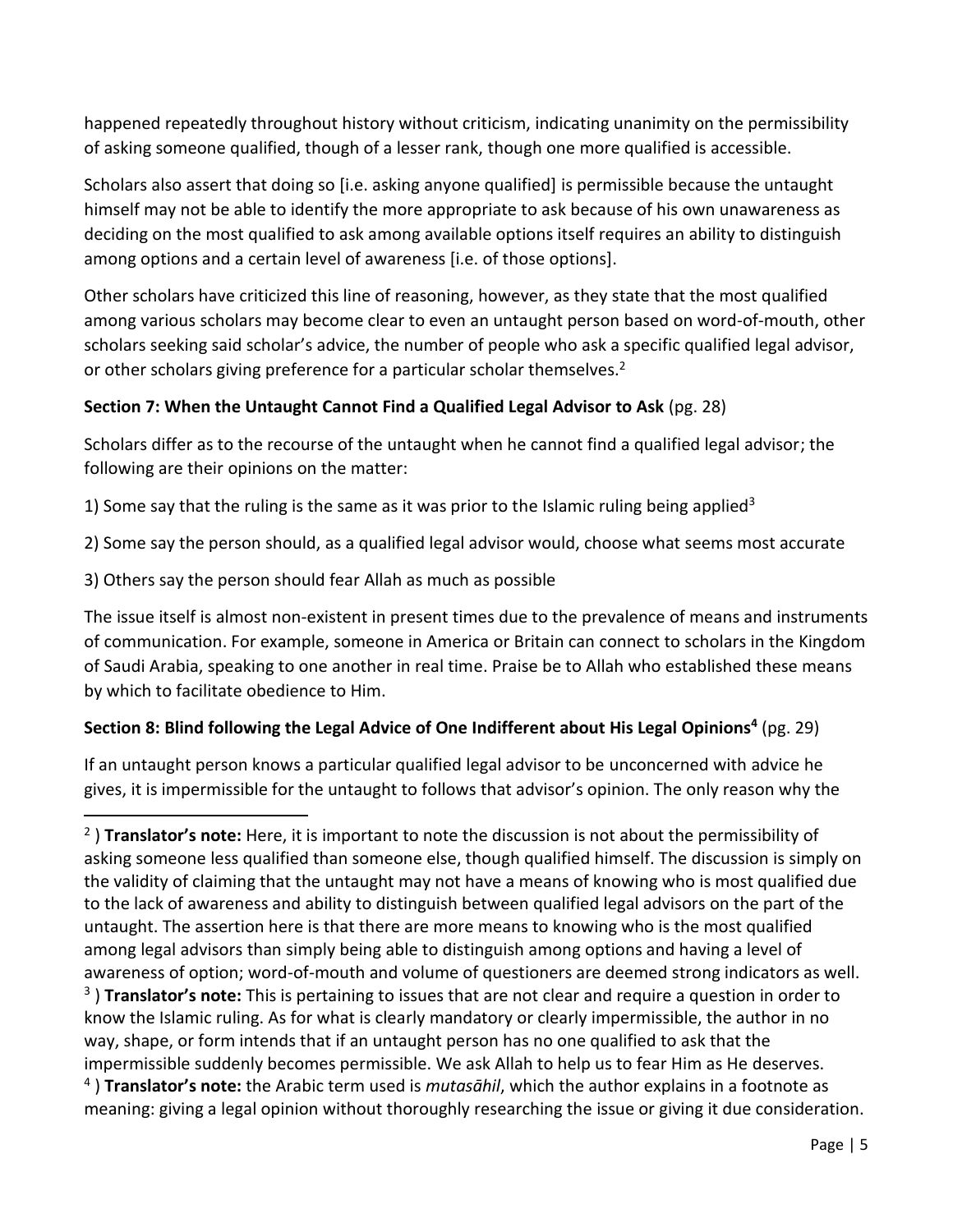happened repeatedly throughout history without criticism, indicating unanimity on the permissibility of asking someone qualified, though of a lesser rank, though one more qualified is accessible.

Scholars also assert that doing so [i.e. asking anyone qualified] is permissible because the untaught himself may not be able to identify the more appropriate to ask because of his own unawareness as deciding on the most qualified to ask among available options itself requires an ability to distinguish among options and a certain level of awareness [i.e. of those options].

Other scholars have criticized this line of reasoning, however, as they state that the most qualified among various scholars may become clear to even an untaught person based on word-of-mouth, other scholars seeking said scholar's advice, the number of people who ask a specific qualified legal advisor, or other scholars giving preference for a particular scholar themselves.[2]

**Section 7: When the Untaught Cannot Find a Qualified Legal Advisor to Ask** (pg. 28)

Scholars differ as to the recourse of the untaught when he cannot find a qualified legal advisor; the following are their opinions on the matter:

1) Some say that the ruling is the same as it was prior to the Islamic ruling being applied[3]

2) Some say the person should, as a qualified legal advisor would, choose what seems most accurate

3) Others say the person should fear Allah as much as possible

The issue itself is almost non-existent in present times due to the prevalence of means and instruments of communication. For example, someone in America or Britain can connect to scholars in the Kingdom of Saudi Arabia, speaking to one another in real time. Praise be to Allah who established these means by which to facilitate obedience to Him.

**Section 8: Blind following the Legal Advice of One Indifferent about His Legal Opinions[4]** (pg. 29)

If an untaught person knows a particular qualified legal advisor to be unconcerned with advice he gives, it is impermissible for the untaught to follows that advisor's opinion. The only reason why the

---

[2] ) **Translator's note:** Here, it is important to note the discussion is not about the permissibility of asking someone less qualified than someone else, though qualified himself. The discussion is simply on the validity of claiming that the untaught may not have a means of knowing who is most qualified due to the lack of awareness and ability to distinguish between qualified legal advisors on the part of the untaught. The assertion here is that there are more means to knowing who is the most qualified among legal advisors than simply being able to distinguish among options and having a level of awareness of option; word-of-mouth and volume of questioners are deemed strong indicators as well.

[3] ) **Translator's note:** This is pertaining to issues that are not clear and require a question in order to know the Islamic ruling. As for what is clearly mandatory or clearly impermissible, the author in no way, shape, or form intends that if an untaught person has no one qualified to ask that the impermissible suddenly becomes permissible. We ask Allah to help us to fear Him as He deserves.

[4] ) **Translator's note:** the Arabic term used is *mutasāhil*, which the author explains in a footnote as meaning: giving a legal opinion without thoroughly researching the issue or giving it due consideration.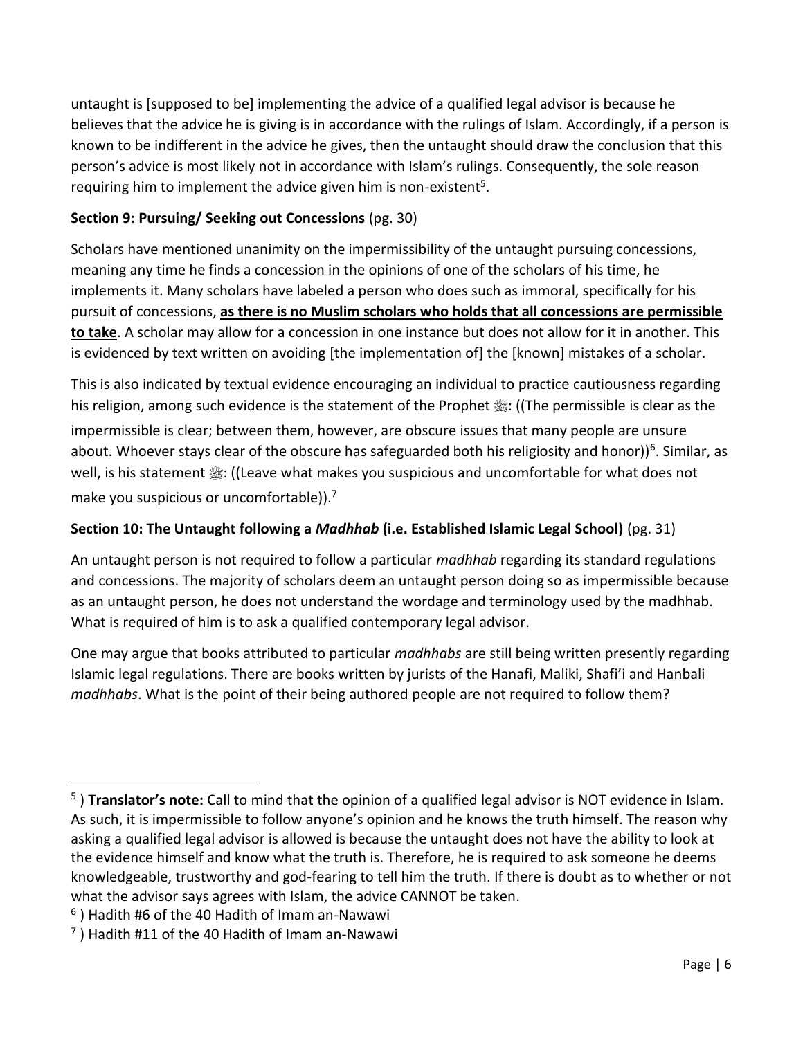untaught is [supposed to be] implementing the advice of a qualified legal advisor is because he believes that the advice he is giving is in accordance with the rulings of Islam. Accordingly, if a person is known to be indifferent in the advice he gives, then the untaught should draw the conclusion that this person's advice is most likely not in accordance with Islam's rulings. Consequently, the sole reason requiring him to implement the advice given him is non-existent[5].

**Section 9: Pursuing/ Seeking out Concessions** (pg. 30)

Scholars have mentioned unanimity on the impermissibility of the untaught pursuing concessions, meaning any time he finds a concession in the opinions of one of the scholars of his time, he implements it. Many scholars have labeled a person who does such as immoral, specifically for his pursuit of concessions, <u>**as there is no Muslim scholars who holds that all concessions are permissible to take**</u>. A scholar may allow for a concession in one instance but does not allow for it in another. This is evidenced by text written on avoiding [the implementation of] the [known] mistakes of a scholar.

This is also indicated by textual evidence encouraging an individual to practice cautiousness regarding his religion, among such evidence is the statement of the Prophet ﷺ: ((The permissible is clear as the impermissible is clear; between them, however, are obscure issues that many people are unsure about. Whoever stays clear of the obscure has safeguarded both his religiosity and honor))[6]. Similar, as well, is his statement ﷺ: ((Leave what makes you suspicious and uncomfortable for what does not make you suspicious or uncomfortable)).[7]

**Section 10: The Untaught following a *Madhhab* (i.e. Established Islamic Legal School)** (pg. 31)

An untaught person is not required to follow a particular *madhhab* regarding its standard regulations and concessions. The majority of scholars deem an untaught person doing so as impermissible because as an untaught person, he does not understand the wordage and terminology used by the madhhab. What is required of him is to ask a qualified contemporary legal advisor.

One may argue that books attributed to particular *madhhabs* are still being written presently regarding Islamic legal regulations. There are books written by jurists of the Hanafi, Maliki, Shafi'i and Hanbali *madhhabs*. What is the point of their being authored people are not required to follow them?

---

[5] ) **Translator's note:** Call to mind that the opinion of a qualified legal advisor is NOT evidence in Islam. As such, it is impermissible to follow anyone's opinion and he knows the truth himself. The reason why asking a qualified legal advisor is allowed is because the untaught does not have the ability to look at the evidence himself and know what the truth is. Therefore, he is required to ask someone he deems knowledgeable, trustworthy and god-fearing to tell him the truth. If there is doubt as to whether or not what the advisor says agrees with Islam, the advice CANNOT be taken.

[6] ) Hadith #6 of the 40 Hadith of Imam an-Nawawi

[7] ) Hadith #11 of the 40 Hadith of Imam an-Nawawi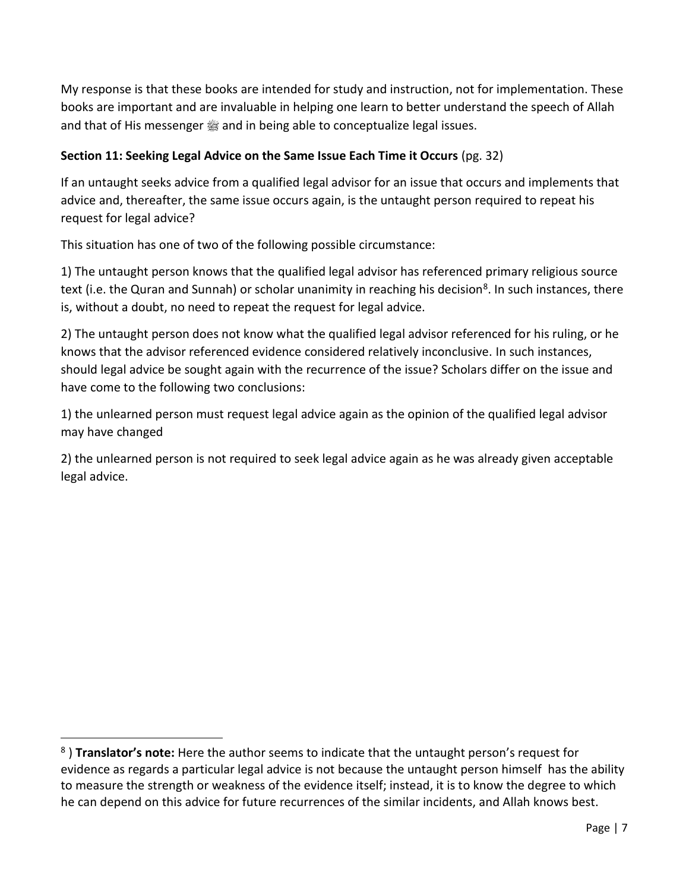My response is that these books are intended for study and instruction, not for implementation. These books are important and are invaluable in helping one learn to better understand the speech of Allah and that of His messenger ﷺ and in being able to conceptualize legal issues.

**Section 11: Seeking Legal Advice on the Same Issue Each Time it Occurs** (pg. 32)

If an untaught seeks advice from a qualified legal advisor for an issue that occurs and implements that advice and, thereafter, the same issue occurs again, is the untaught person required to repeat his request for legal advice?

This situation has one of two of the following possible circumstance:

1) The untaught person knows that the qualified legal advisor has referenced primary religious source text (i.e. the Quran and Sunnah) or scholar unanimity in reaching his decision[8]. In such instances, there is, without a doubt, no need to repeat the request for legal advice.

2) The untaught person does not know what the qualified legal advisor referenced for his ruling, or he knows that the advisor referenced evidence considered relatively inconclusive. In such instances, should legal advice be sought again with the recurrence of the issue? Scholars differ on the issue and have come to the following two conclusions:

1) the unlearned person must request legal advice again as the opinion of the qualified legal advisor may have changed

2) the unlearned person is not required to seek legal advice again as he was already given acceptable legal advice.

---

[8] ) **Translator's note:** Here the author seems to indicate that the untaught person's request for evidence as regards a particular legal advice is not because the untaught person himself has the ability to measure the strength or weakness of the evidence itself; instead, it is to know the degree to which he can depend on this advice for future recurrences of the similar incidents, and Allah knows best.